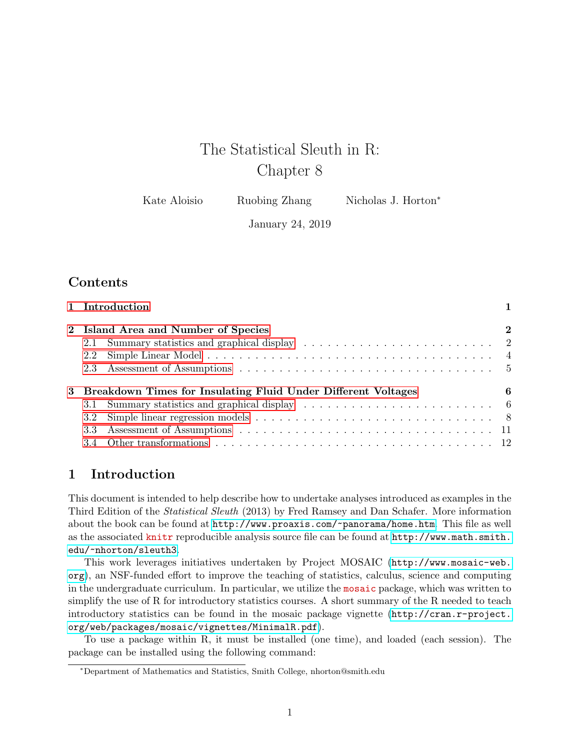# The Statistical Sleuth in R: Chapter 8

Kate Aloisio    Ruobing Zhang    Nicholas J. Horton*

January 24, 2019

## Contents

1 Introduction 1

2 Island Area and Number of Species 2
- 2.1 Summary statistics and graphical display 2
- 2.2 Simple Linear Model 4
- 2.3 Assessment of Assumptions 5

3 Breakdown Times for Insulating Fluid Under Different Voltages 6
- 3.1 Summary statistics and graphical display 6
- 3.2 Simple linear regression models 8
- 3.3 Assessment of Assumptions 11
- 3.4 Other transformations 12

## 1 Introduction

This document is intended to help describe how to undertake analyses introduced as examples in the Third Edition of the *Statistical Sleuth* (2013) by Fred Ramsey and Dan Schafer. More information about the book can be found at `http://www.proaxis.com/~panorama/home.htm`. This file as well as the associated `knitr` reproducible analysis source file can be found at `http://www.math.smith.edu/~nhorton/sleuth3`.

This work leverages initiatives undertaken by Project MOSAIC (`http://www.mosaic-web.org`), an NSF-funded effort to improve the teaching of statistics, calculus, science and computing in the undergraduate curriculum. In particular, we utilize the `mosaic` package, which was written to simplify the use of R for introductory statistics courses. A short summary of the R needed to teach introductory statistics can be found in the mosaic package vignette (`http://cran.r-project.org/web/packages/mosaic/vignettes/MinimalR.pdf`).

To use a package within R, it must be installed (one time), and loaded (each session). The package can be installed using the following command:

*Department of Mathematics and Statistics, Smith College, nhorton@smith.edu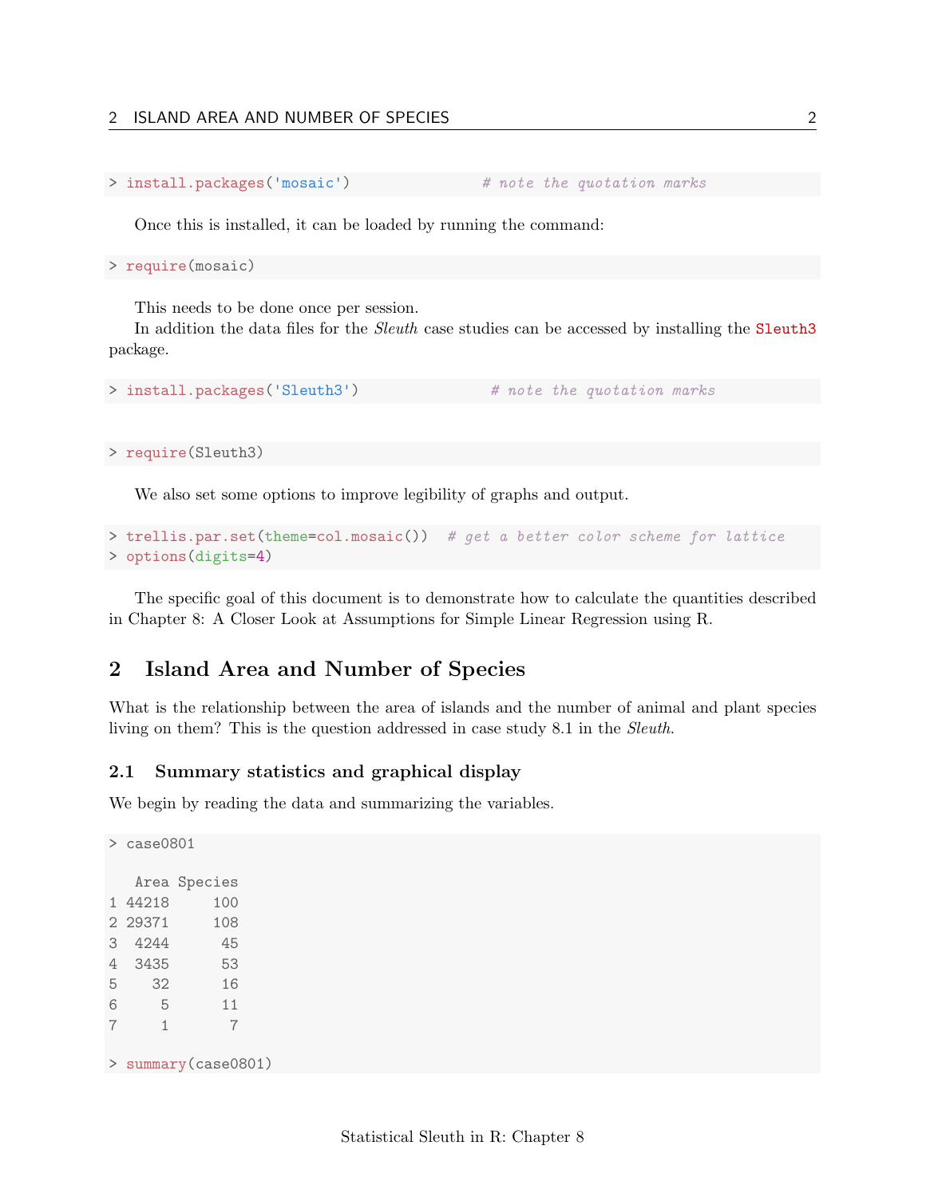```
> install.packages('mosaic')              # note the quotation marks
```

Once this is installed, it can be loaded by running the command:

```
> require(mosaic)
```

This needs to be done once per session.

In addition the data files for the *Sleuth* case studies can be accessed by installing the `Sleuth3` package.

```
> install.packages('Sleuth3')              # note the quotation marks
```

```
> require(Sleuth3)
```

We also set some options to improve legibility of graphs and output.

```
> trellis.par.set(theme=col.mosaic())  # get a better color scheme for lattice
> options(digits=4)
```

The specific goal of this document is to demonstrate how to calculate the quantities described in Chapter 8: A Closer Look at Assumptions for Simple Linear Regression using R.

## 2 Island Area and Number of Species

What is the relationship between the area of islands and the number of animal and plant species living on them? This is the question addressed in case study 8.1 in the *Sleuth*.

### 2.1 Summary statistics and graphical display

We begin by reading the data and summarizing the variables.

```
> case0801

   Area Species
1 44218     100
2 29371     108
3  4244      45
4  3435      53
5    32      16
6     5      11
7     1       7

> summary(case0801)
```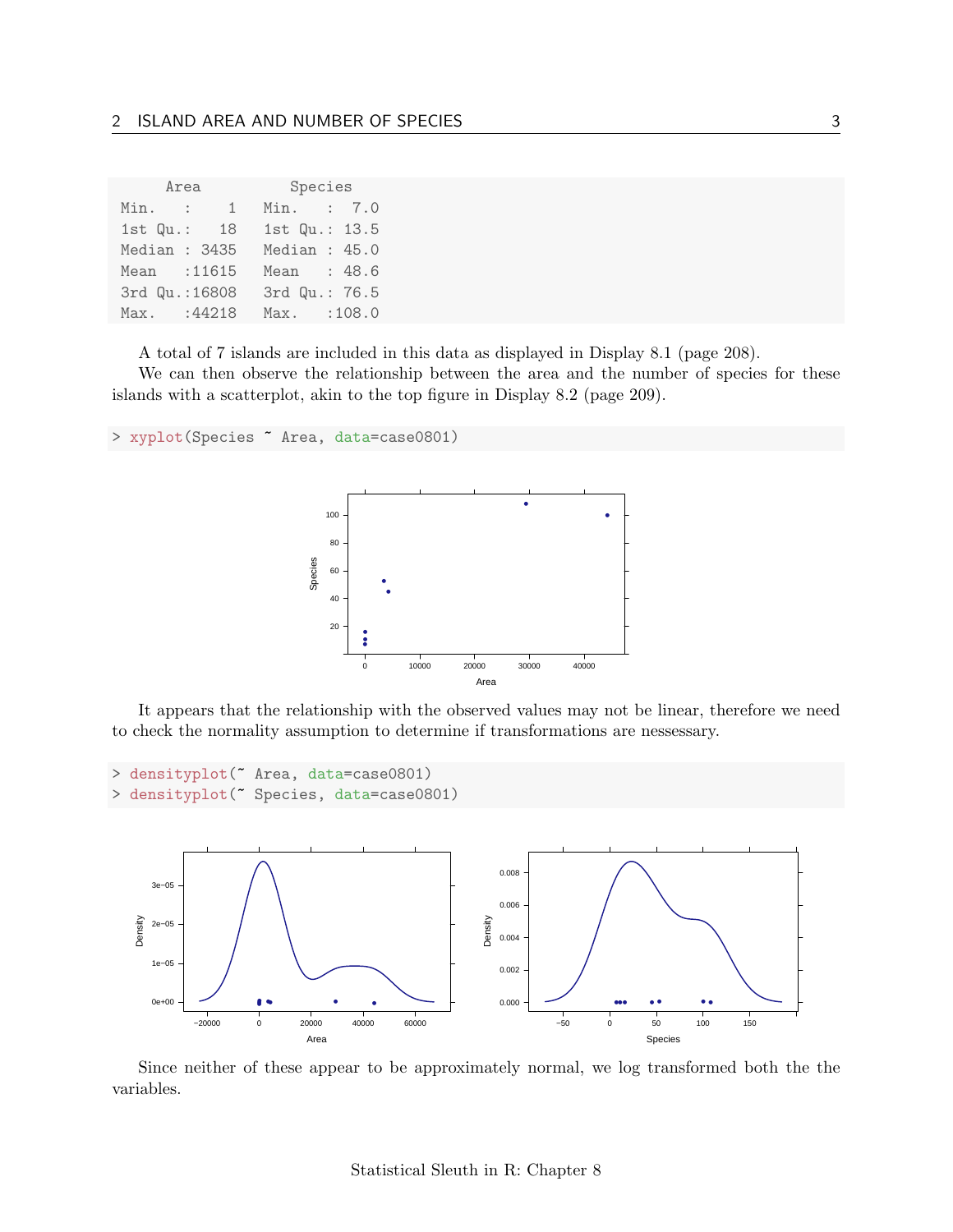```
      Area          Species     
 Min.   :    1   Min.   :  7.0  
 1st Qu.:   18   1st Qu.: 13.5  
 Median : 3435   Median : 45.0  
 Mean   :11615   Mean   : 48.6  
 3rd Qu.:16808   3rd Qu.: 76.5  
 Max.   :44218   Max.   :108.0  
```

A total of 7 islands are included in this data as displayed in Display 8.1 (page 208).

We can then observe the relationship between the area and the number of species for these islands with a scatterplot, akin to the top figure in Display 8.2 (page 209).

```
> xyplot(Species ~ Area, data=case0801)
```

It appears that the relationship with the observed values may not be linear, therefore we need to check the normality assumption to determine if transformations are nessessary.

```
> densityplot(~ Area, data=case0801)
> densityplot(~ Species, data=case0801)
```

Since neither of these appear to be approximately normal, we log transformed both the the variables.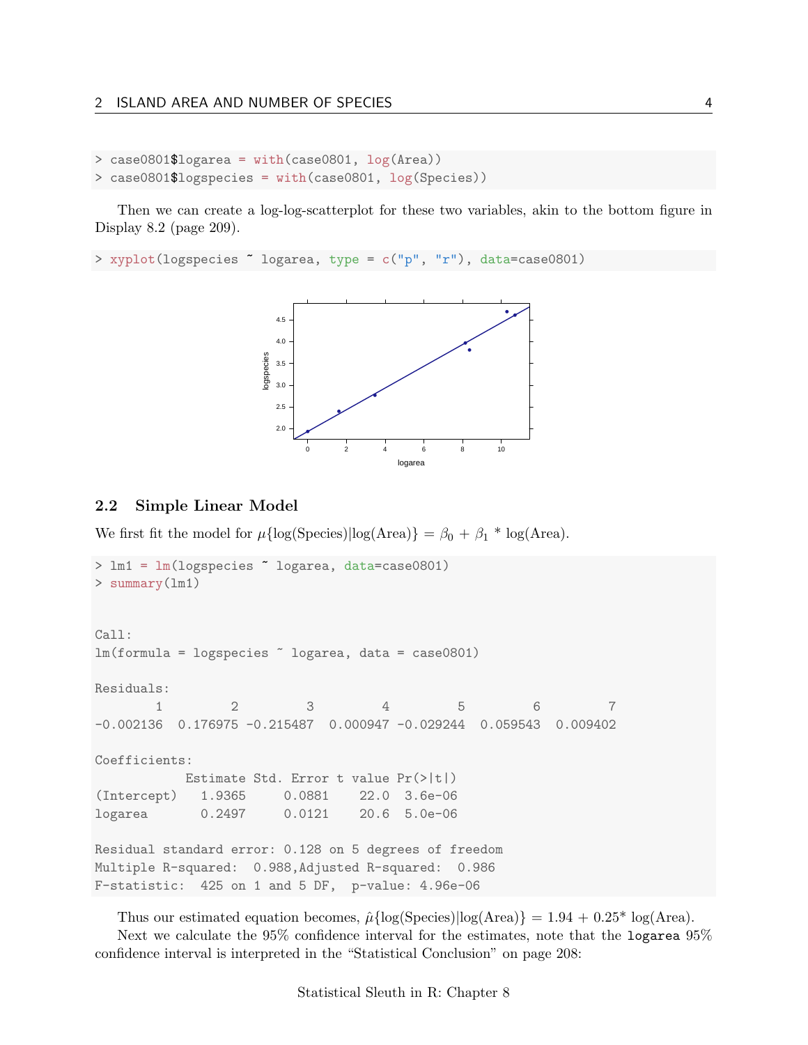```
> case0801$logarea = with(case0801, log(Area))
> case0801$logspecies = with(case0801, log(Species))
```

Then we can create a log-log-scatterplot for these two variables, akin to the bottom figure in Display 8.2 (page 209).

```
> xyplot(logspecies ~ logarea, type = c("p", "r"), data=case0801)
```

### 2.2 Simple Linear Model

We first fit the model for $\mu\{\log(\text{Species})|\log(\text{Area})\} = \beta_0 + \beta_1 * \log(\text{Area})$.

```
> lm1 = lm(logspecies ~ logarea, data=case0801)
> summary(lm1)


Call:
lm(formula = logspecies ~ logarea, data = case0801)

Residuals:
        1         2         3         4         5         6         7 
-0.002136  0.176975 -0.215487  0.000947 -0.029244  0.059543  0.009402 

Coefficients:
            Estimate Std. Error t value Pr(>|t|)
(Intercept)   1.9365     0.0881    22.0  3.6e-06
logarea       0.2497     0.0121    20.6  5.0e-06

Residual standard error: 0.128 on 5 degrees of freedom
Multiple R-squared:  0.988,Adjusted R-squared:  0.986 
F-statistic:  425 on 1 and 5 DF,  p-value: 4.96e-06
```

Thus our estimated equation becomes, $\hat{\mu}\{\log(\text{Species})|\log(\text{Area})\} = 1.94 + 0.25 * \log(\text{Area})$.

Next we calculate the 95% confidence interval for the estimates, note that the `logarea` 95% confidence interval is interpreted in the "Statistical Conclusion" on page 208: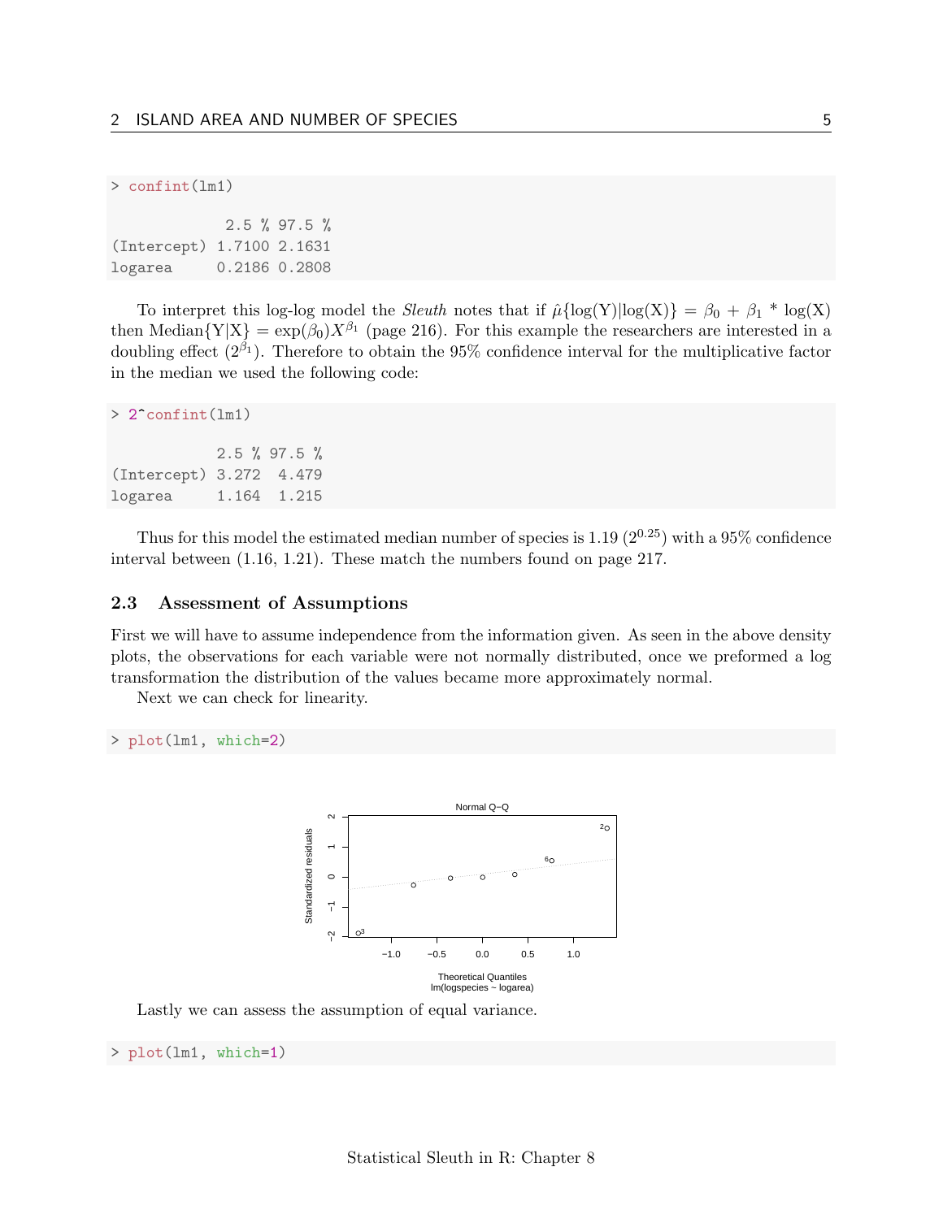```
> confint(lm1)

             2.5 % 97.5 %
(Intercept) 1.7100 2.1631
logarea     0.2186 0.2808
```

To interpret this log-log model the *Sleuth* notes that if $\hat{\mu}\{\log(\text{Y})|\log(\text{X})\} = \beta_0 + \beta_1 * \log(\text{X})$ then $\text{Median}\{\text{Y}|\text{X}\} = \exp(\beta_0)X^{\beta_1}$ (page 216). For this example the researchers are interested in a doubling effect ($2^{\beta_1}$). Therefore to obtain the 95% confidence interval for the multiplicative factor in the median we used the following code:

```
> 2^confint(lm1)

            2.5 % 97.5 %
(Intercept) 3.272  4.479
logarea     1.164  1.215
```

Thus for this model the estimated median number of species is 1.19 ($2^{0.25}$) with a 95% confidence interval between (1.16, 1.21). These match the numbers found on page 217.

### 2.3 Assessment of Assumptions

First we will have to assume independence from the information given. As seen in the above density plots, the observations for each variable were not normally distributed, once we preformed a log transformation the distribution of the values became more approximately normal.

Next we can check for linearity.

```
> plot(lm1, which=2)
```

Lastly we can assess the assumption of equal variance.

```
> plot(lm1, which=1)
```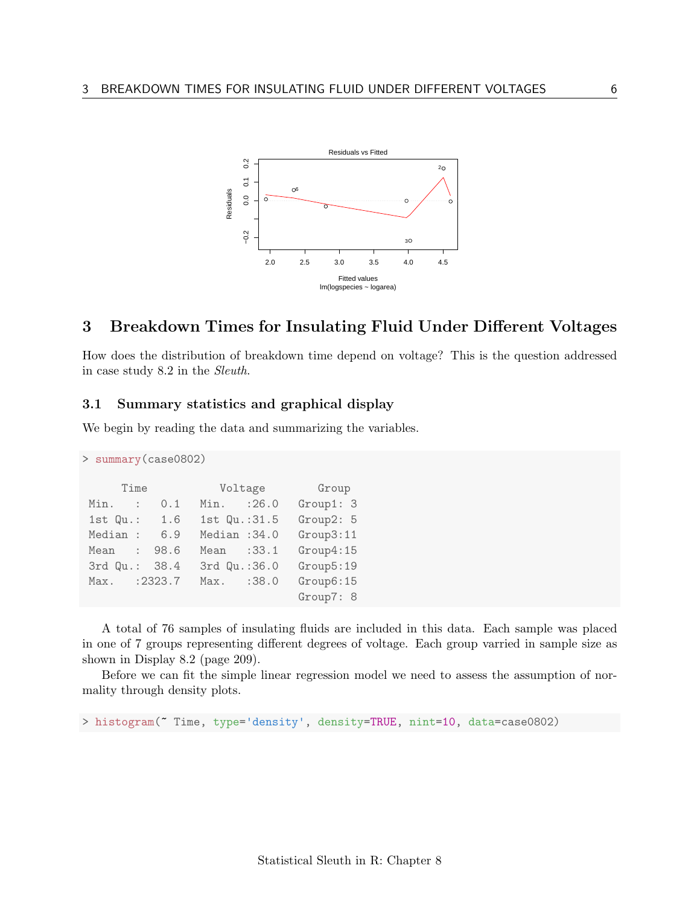## 3 Breakdown Times for Insulating Fluid Under Different Voltages

How does the distribution of breakdown time depend on voltage? This is the question addressed in case study 8.2 in the *Sleuth*.

### 3.1 Summary statistics and graphical display

We begin by reading the data and summarizing the variables.

```
> summary(case0802)

     Time            Voltage        Group
 Min.   :   0.1   Min.   :26.0   Group1: 3
 1st Qu.:   1.6   1st Qu.:31.5   Group2: 5
 Median :   6.9   Median :34.0   Group3:11
 Mean   :  98.6   Mean   :33.1   Group4:15
 3rd Qu.:  38.4   3rd Qu.:36.0   Group5:19
 Max.   :2323.7   Max.   :38.0   Group6:15
                                 Group7: 8
```

A total of 76 samples of insulating fluids are included in this data. Each sample was placed in one of 7 groups representing different degrees of voltage. Each group varried in sample size as shown in Display 8.2 (page 209).

Before we can fit the simple linear regression model we need to assess the assumption of normality through density plots.

```
> histogram(~ Time, type='density', density=TRUE, nint=10, data=case0802)
```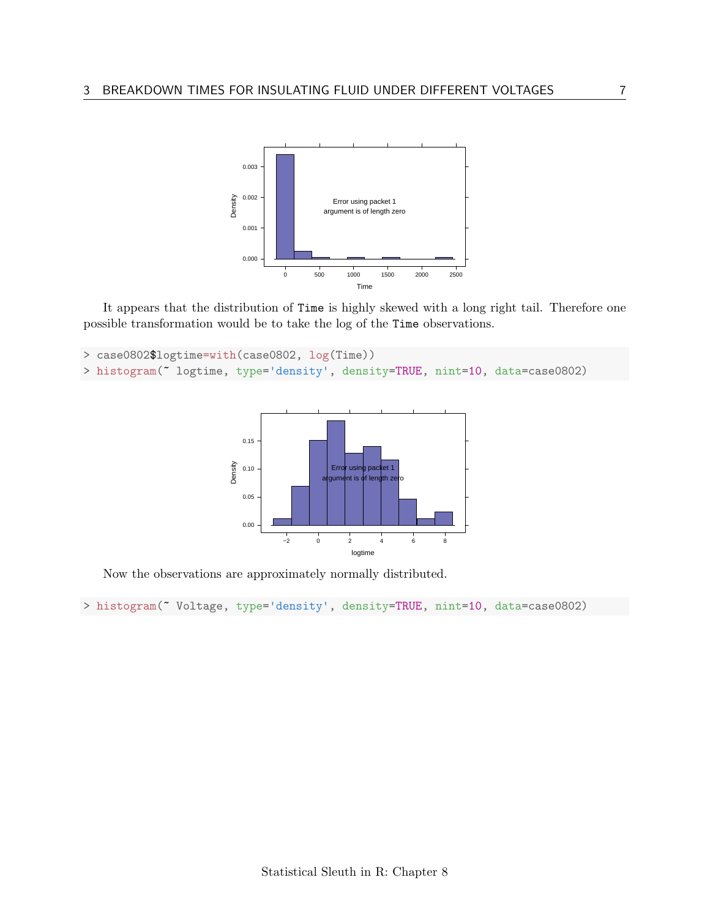It appears that the distribution of `Time` is highly skewed with a long right tail. Therefore one possible transformation would be to take the log of the `Time` observations.

```
> case0802$logtime=with(case0802, log(Time))
> histogram(~ logtime, type='density', density=TRUE, nint=10, data=case0802)
```

Now the observations are approximately normally distributed.

```
> histogram(~ Voltage, type='density', density=TRUE, nint=10, data=case0802)
```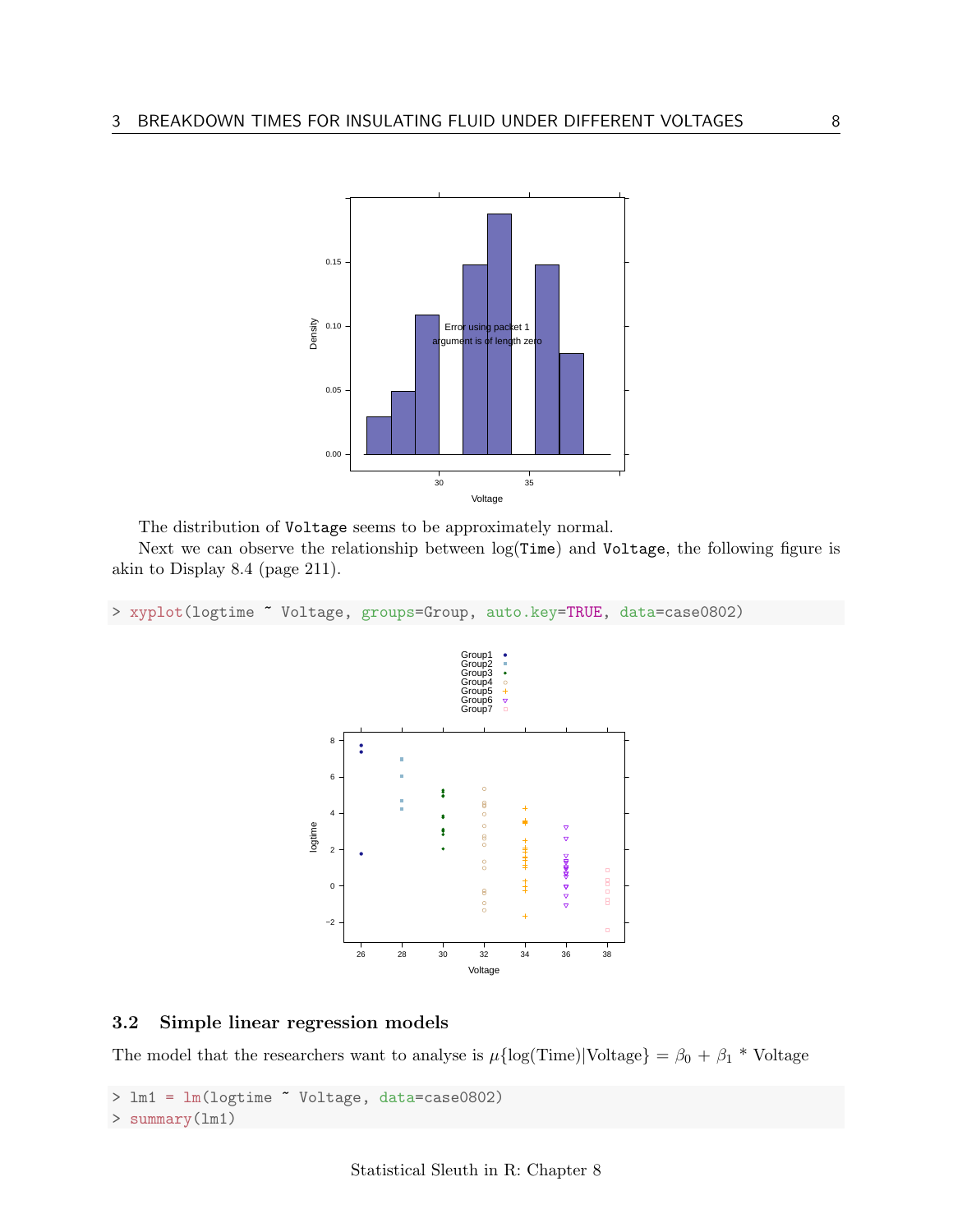The distribution of `Voltage` seems to be approximately normal.

Next we can observe the relationship between log(`Time`) and `Voltage`, the following figure is akin to Display 8.4 (page 211).

```
> xyplot(logtime ~ Voltage, groups=Group, auto.key=TRUE, data=case0802)
```

### 3.2 Simple linear regression models

The model that the researchers want to analyse is $\mu\{\log(\text{Time})|\text{Voltage}\} = \beta_0 + \beta_1 * \text{Voltage}$

```
> lm1 = lm(logtime ~ Voltage, data=case0802)
> summary(lm1)
```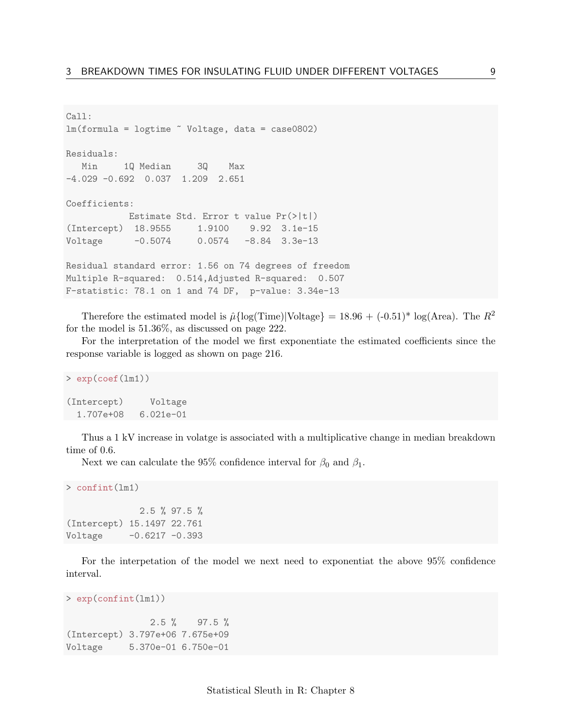```
Call:
lm(formula = logtime ~ Voltage, data = case0802)

Residuals:
   Min     1Q Median     3Q    Max 
-4.029 -0.692  0.037  1.209  2.651 

Coefficients:
            Estimate Std. Error t value Pr(>|t|)
(Intercept)  18.9555     1.9100    9.92  3.1e-15
Voltage      -0.5074     0.0574   -8.84  3.3e-13

Residual standard error: 1.56 on 74 degrees of freedom
Multiple R-squared:  0.514,Adjusted R-squared:  0.507 
F-statistic: 78.1 on 1 and 74 DF,  p-value: 3.34e-13
```

Therefore the estimated model is $\hat{\mu}\{\log(\text{Time})|\text{Voltage}\} = 18.96 + (-0.51)* \log(\text{Area})$. The $R^2$ for the model is 51.36%, as discussed on page 222.

For the interpretation of the model we first exponentiate the estimated coefficients since the response variable is logged as shown on page 216.

```
> exp(coef(lm1))

(Intercept)     Voltage 
  1.707e+08   6.021e-01 
```

Thus a 1 kV increase in volatge is associated with a multiplicative change in median breakdown time of 0.6.

Next we can calculate the 95% confidence interval for $\beta_0$ and $\beta_1$.

```
> confint(lm1)

              2.5 % 97.5 %
(Intercept) 15.1497 22.761
Voltage     -0.6217 -0.393
```

For the interpetation of the model we next need to exponentiat the above 95% confidence interval.

```
> exp(confint(lm1))

                2.5 %    97.5 %
(Intercept) 3.797e+06 7.675e+09
Voltage     5.370e-01 6.750e-01
```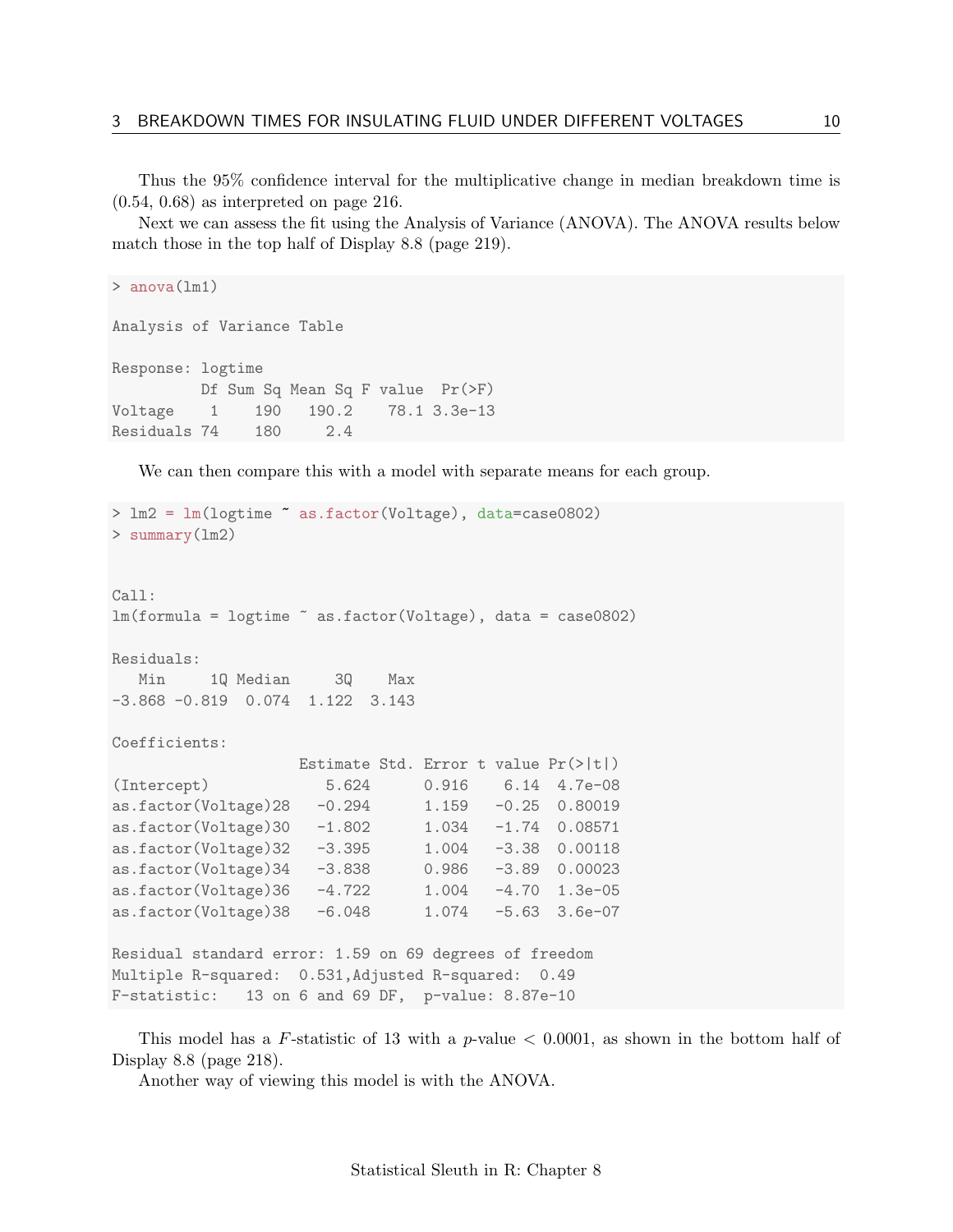Thus the 95% confidence interval for the multiplicative change in median breakdown time is (0.54, 0.68) as interpreted on page 216.

Next we can assess the fit using the Analysis of Variance (ANOVA). The ANOVA results below match those in the top half of Display 8.8 (page 219).

```
> anova(lm1)

Analysis of Variance Table

Response: logtime
          Df Sum Sq Mean Sq F value  Pr(>F)
Voltage    1    190   190.2    78.1 3.3e-13
Residuals 74    180     2.4
```

We can then compare this with a model with separate means for each group.

```
> lm2 = lm(logtime ~ as.factor(Voltage), data=case0802)
> summary(lm2)


Call:
lm(formula = logtime ~ as.factor(Voltage), data = case0802)

Residuals:
   Min     1Q Median     3Q    Max
-3.868 -0.819  0.074  1.122  3.143

Coefficients:
                     Estimate Std. Error t value Pr(>|t|)
(Intercept)             5.624      0.916    6.14  4.7e-08
as.factor(Voltage)28   -0.294      1.159   -0.25  0.80019
as.factor(Voltage)30   -1.802      1.034   -1.74  0.08571
as.factor(Voltage)32   -3.395      1.004   -3.38  0.00118
as.factor(Voltage)34   -3.838      0.986   -3.89  0.00023
as.factor(Voltage)36   -4.722      1.004   -4.70  1.3e-05
as.factor(Voltage)38   -6.048      1.074   -5.63  3.6e-07

Residual standard error: 1.59 on 69 degrees of freedom
Multiple R-squared:  0.531,Adjusted R-squared:  0.49
F-statistic:   13 on 6 and 69 DF,  p-value: 8.87e-10
```

This model has a $F$-statistic of 13 with a $p$-value $< 0.0001$, as shown in the bottom half of Display 8.8 (page 218).

Another way of viewing this model is with the ANOVA.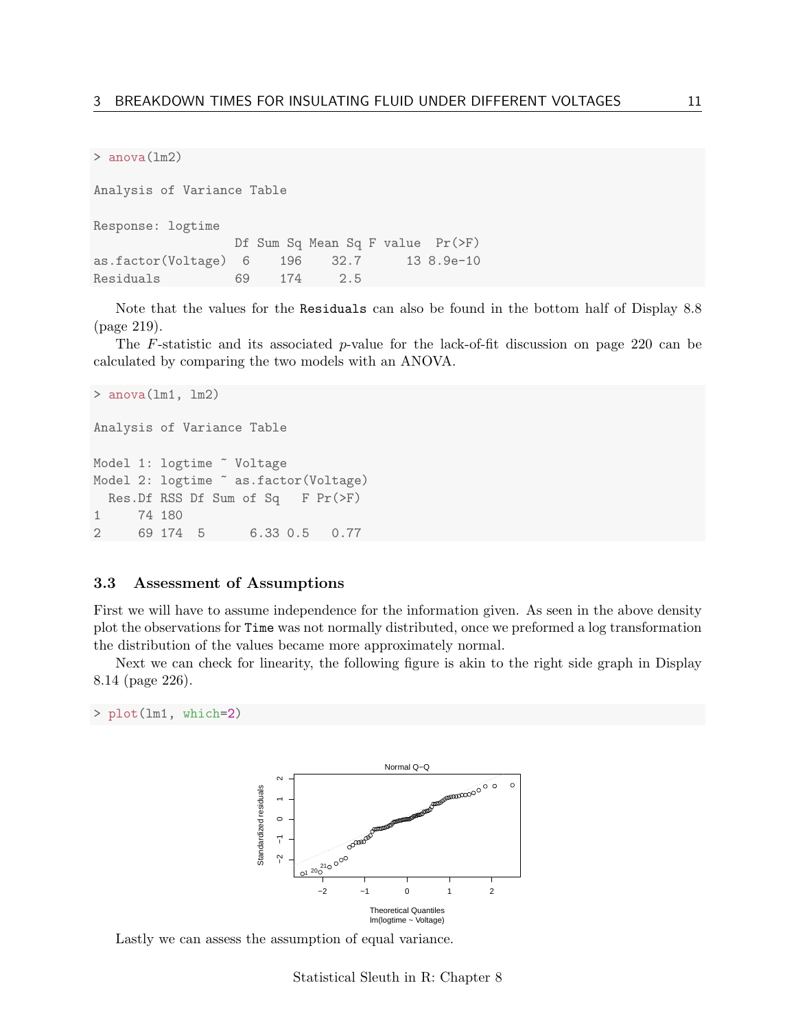```
> anova(lm2)

Analysis of Variance Table

Response: logtime
                  Df Sum Sq Mean Sq F value  Pr(>F)
as.factor(Voltage)  6    196    32.7      13 8.9e-10
Residuals          69    174     2.5
```

Note that the values for the `Residuals` can also be found in the bottom half of Display 8.8 (page 219).

The $F$-statistic and its associated $p$-value for the lack-of-fit discussion on page 220 can be calculated by comparing the two models with an ANOVA.

```
> anova(lm1, lm2)

Analysis of Variance Table

Model 1: logtime ~ Voltage
Model 2: logtime ~ as.factor(Voltage)
  Res.Df RSS Df Sum of Sq   F Pr(>F)
1     74 180
2     69 174  5      6.33 0.5   0.77
```

### 3.3 Assessment of Assumptions

First we will have to assume independence for the information given. As seen in the above density plot the observations for `Time` was not normally distributed, once we preformed a log transformation the distribution of the values became more approximately normal.

Next we can check for linearity, the following figure is akin to the right side graph in Display 8.14 (page 226).

```
> plot(lm1, which=2)
```

Lastly we can assess the assumption of equal variance.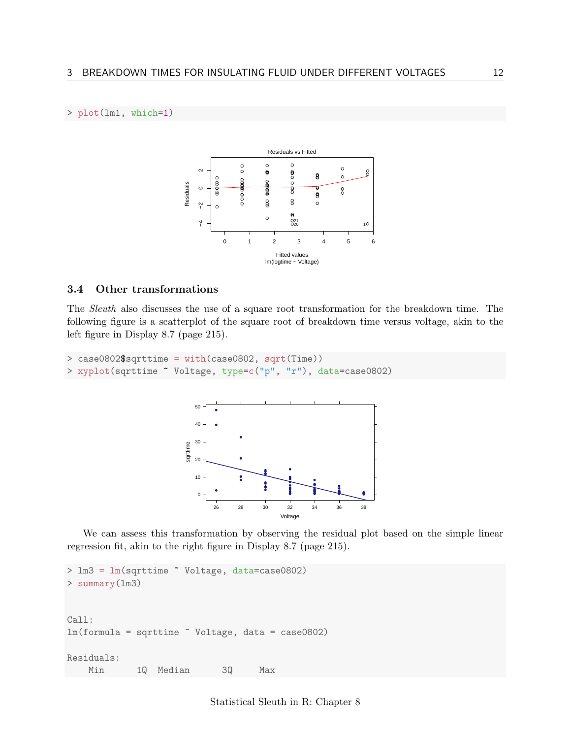```
> plot(lm1, which=1)
```

### 3.4 Other transformations

The *Sleuth* also discusses the use of a square root transformation for the breakdown time. The following figure is a scatterplot of the square root of breakdown time versus voltage, akin to the left figure in Display 8.7 (page 215).

```
> case0802$sqrttime = with(case0802, sqrt(Time))
> xyplot(sqrttime ~ Voltage, type=c("p", "r"), data=case0802)
```

We can assess this transformation by observing the residual plot based on the simple linear regression fit, akin to the right figure in Display 8.7 (page 215).

```
> lm3 = lm(sqrttime ~ Voltage, data=case0802)
> summary(lm3)


Call:
lm(formula = sqrttime ~ Voltage, data = case0802)

Residuals:
    Min      1Q  Median      3Q     Max
```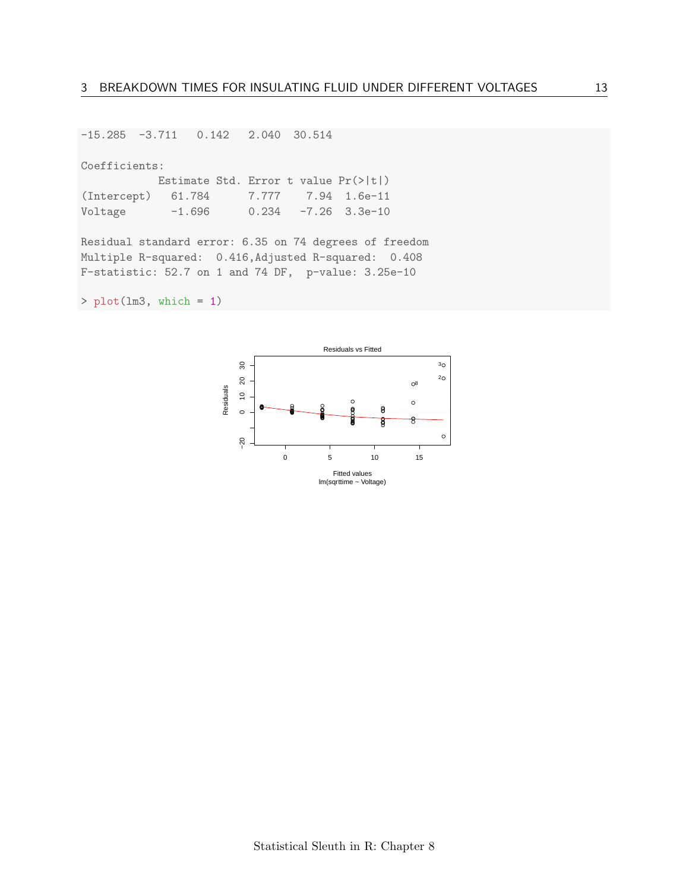```
-15.285  -3.711   0.142   2.040  30.514

Coefficients:
            Estimate Std. Error t value Pr(>|t|)
(Intercept)   61.784      7.777    7.94  1.6e-11
Voltage       -1.696      0.234   -7.26  3.3e-10

Residual standard error: 6.35 on 74 degrees of freedom
Multiple R-squared:  0.416,Adjusted R-squared:  0.408
F-statistic: 52.7 on 1 and 74 DF,  p-value: 3.25e-10

> plot(lm3, which = 1)
```

Residuals vs Fitted

Residuals

-20
0
10
20
30

0
5
10
15

Fitted values
lm(sqrttime ~ Voltage)

3
2
8